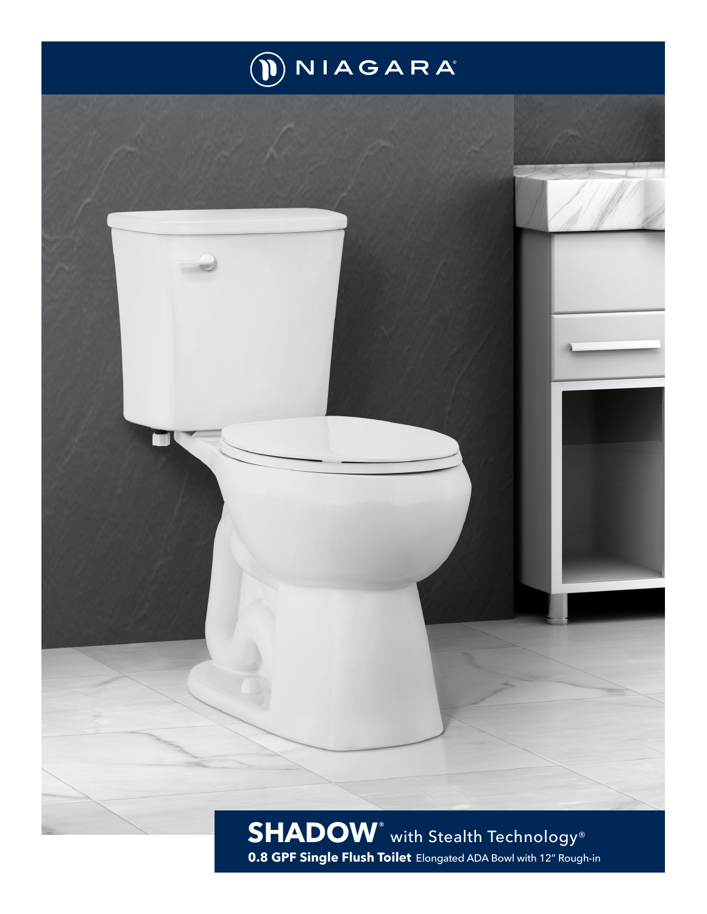NIAGARA®

# SHADOW® with Stealth Technology®

**0.8 GPF Single Flush Toilet** Elongated ADA Bowl with 12" Rough-in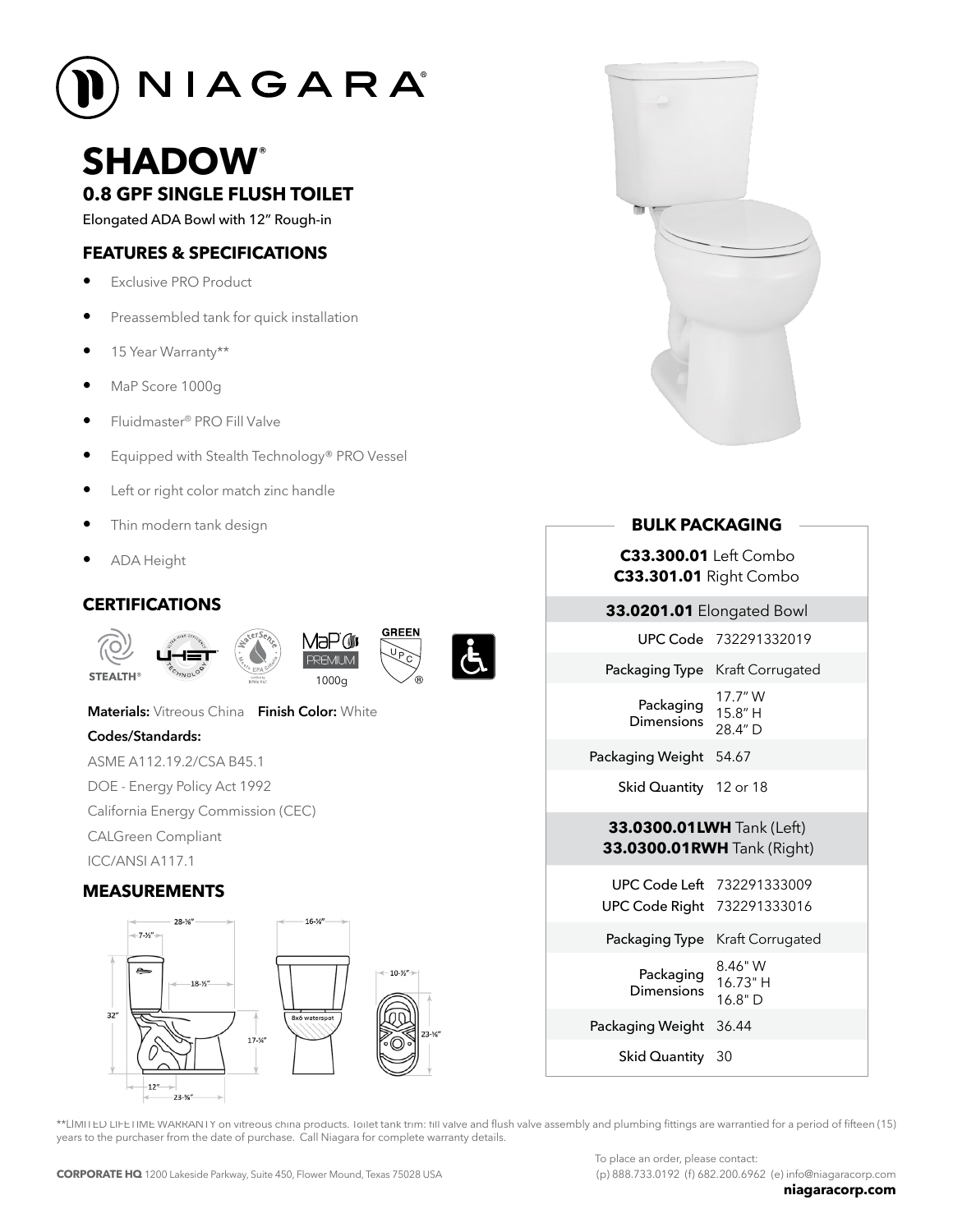# NIAGARA®

# SHADOW®

## 0.8 GPF SINGLE FLUSH TOILET

Elongated ADA Bowl with 12" Rough-in

### FEATURES & SPECIFICATIONS

- Exclusive PRO Product
- Preassembled tank for quick installation
- 15 Year Warranty**
- MaP Score 1000g
- Fluidmaster® PRO Fill Valve
- Equipped with Stealth Technology® PRO Vessel
- Left or right color match zinc handle
- Thin modern tank design
- ADA Height

### CERTIFICATIONS

STEALTH® · UHET Technology · WaterSense · MaP PREMIUM 1000g · GREEN UPC®

**Materials:** Vitreous China **Finish Color:** White

**Codes/Standards:**

ASME A112.19.2/CSA B45.1

DOE - Energy Policy Act 1992

California Energy Commission (CEC)

CALGreen Compliant

ICC/ANSI A117.1

### MEASUREMENTS

28-⅜"
7-½"
18-½"
32"
17-¾"
12"
23-¾"
16-¼"
8x6 waterspot
10-½"
23-⅛"

### BULK PACKAGING

**C33.300.01** Left Combo
**C33.301.01** Right Combo

| | |
|---|---|
| **33.0201.01** Elongated Bowl | |
| UPC Code | 732291332019 |
| Packaging Type | Kraft Corrugated |
| Packaging Dimensions | 17.7" W<br>15.8" H<br>28.4" D |
| Packaging Weight | 54.67 |
| Skid Quantity | 12 or 18 |
| **33.0300.01LWH** Tank (Left)<br>**33.0300.01RWH** Tank (Right) | |
| UPC Code Left | 732291333009 |
| UPC Code Right | 732291333016 |
| Packaging Type | Kraft Corrugated |
| Packaging Dimensions | 8.46" W<br>16.73" H<br>16.8" D |
| Packaging Weight | 36.44 |
| Skid Quantity | 30 |

**LIMITED LIFETIME WARRANTY on vitreous china products. Toilet tank trim: fill valve and flush valve assembly and plumbing fittings are warrantied for a period of fifteen (15) years to the purchaser from the date of purchase. Call Niagara for complete warranty details.

**CORPORATE HQ** 1200 Lakeside Parkway, Suite 450, Flower Mound, Texas 75028 USA

To place an order, please contact:
(p) 888.733.0192 (f) 682.200.6962 (e) info@niagaracorp.com
**niagaracorp.com**